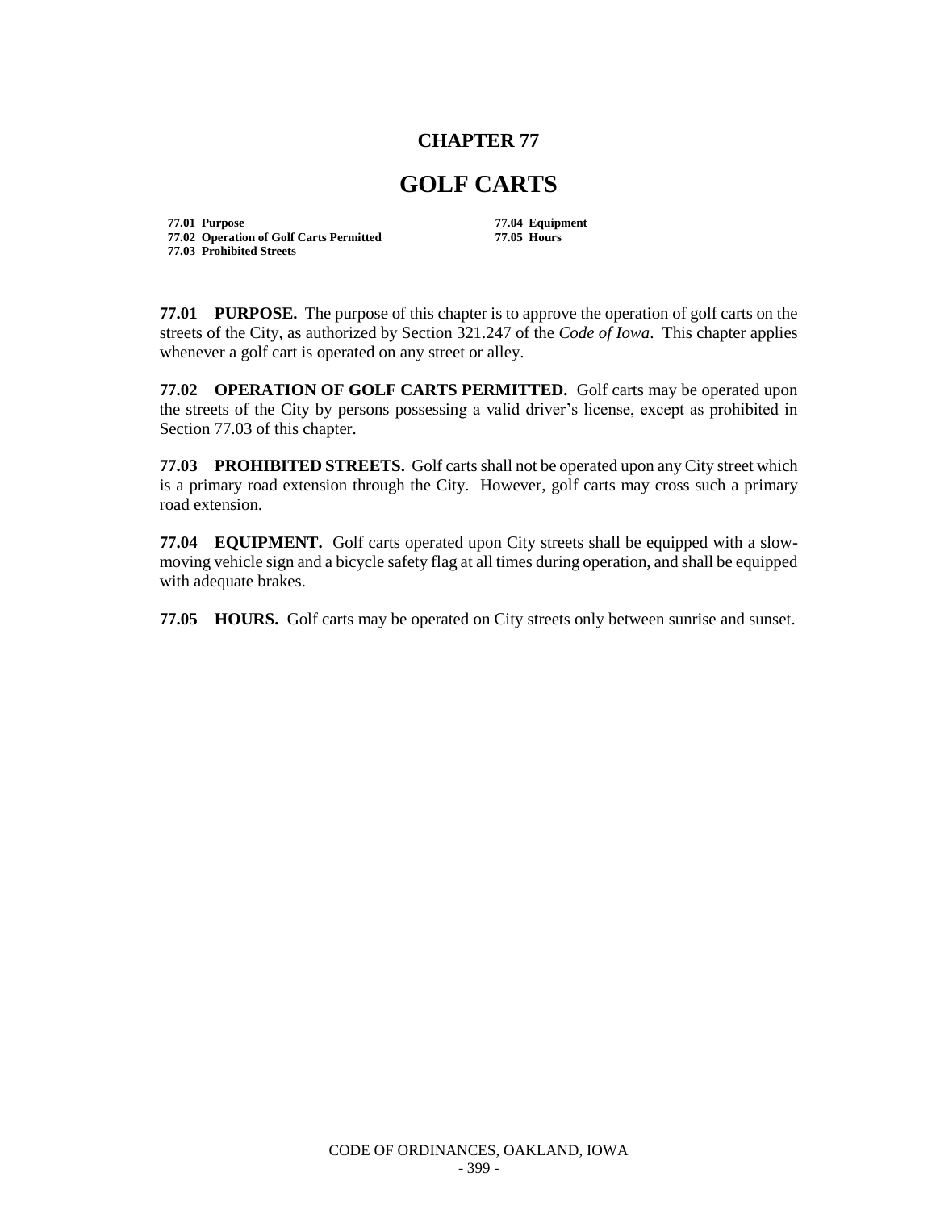# CHAPTER 77

# GOLF CARTS

**77.01 Purpose**
**77.02 Operation of Golf Carts Permitted**
**77.03 Prohibited Streets**
**77.04 Equipment**
**77.05 Hours**

**77.01 PURPOSE.** The purpose of this chapter is to approve the operation of golf carts on the streets of the City, as authorized by Section 321.247 of the *Code of Iowa*. This chapter applies whenever a golf cart is operated on any street or alley.

**77.02 OPERATION OF GOLF CARTS PERMITTED.** Golf carts may be operated upon the streets of the City by persons possessing a valid driver's license, except as prohibited in Section 77.03 of this chapter.

**77.03 PROHIBITED STREETS.** Golf carts shall not be operated upon any City street which is a primary road extension through the City. However, golf carts may cross such a primary road extension.

**77.04 EQUIPMENT.** Golf carts operated upon City streets shall be equipped with a slow-moving vehicle sign and a bicycle safety flag at all times during operation, and shall be equipped with adequate brakes.

**77.05 HOURS.** Golf carts may be operated on City streets only between sunrise and sunset.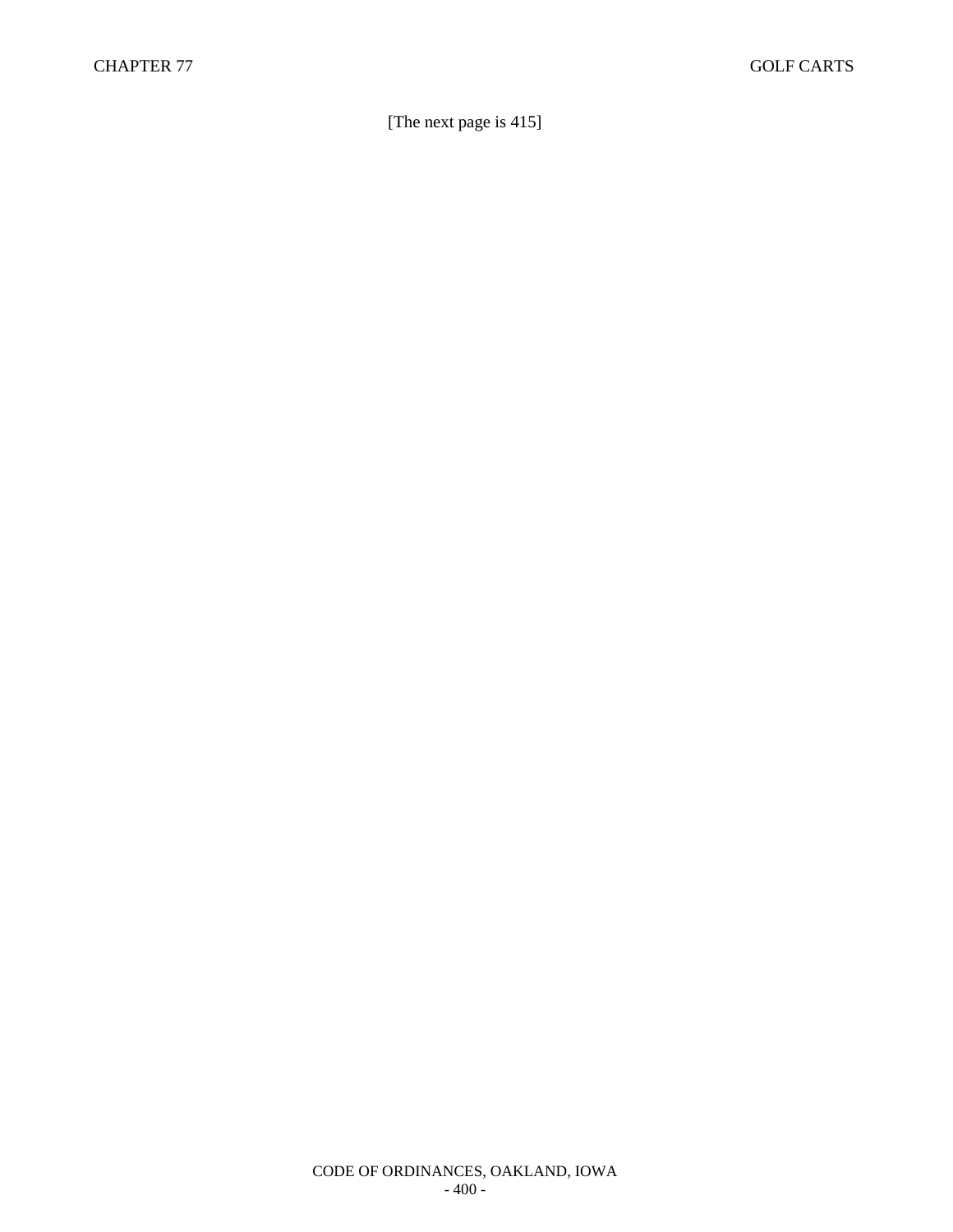[The next page is 415]